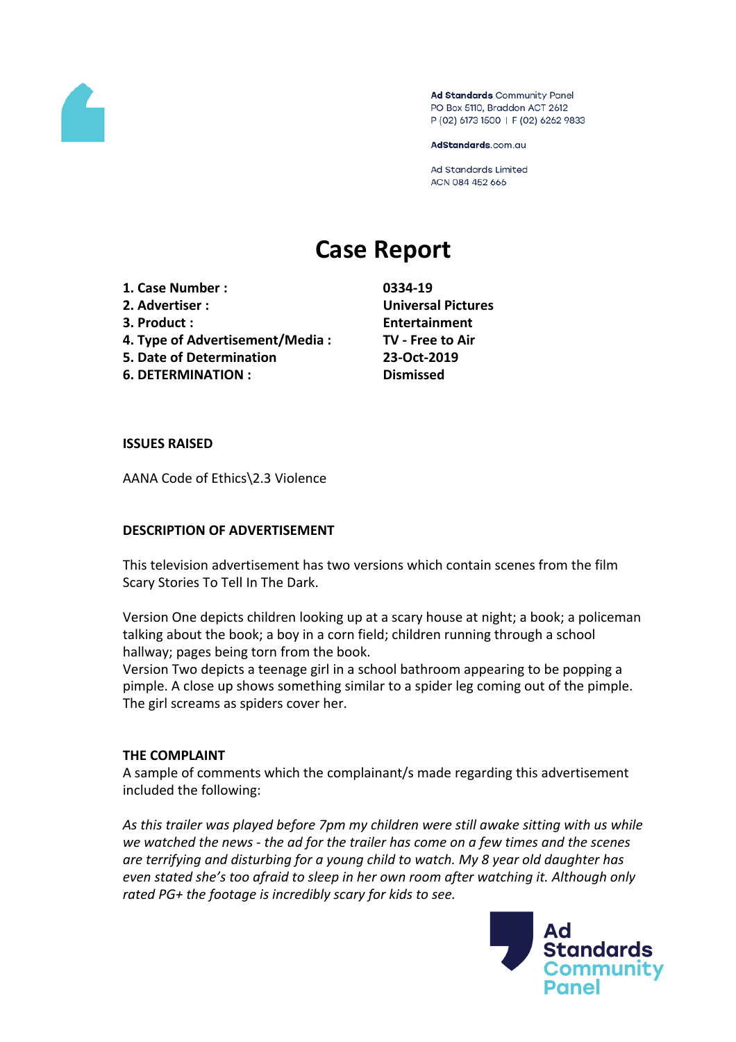Ad Standards Community Panel
PO Box 5110, Braddon ACT 2612
P (02) 6173 1500 | F (02) 6262 9833

AdStandards.com.au

Ad Standards Limited
ACN 084 452 666

# Case Report

| | |
|---|---|
| **1. Case Number :** | **0334-19** |
| **2. Advertiser :** | **Universal Pictures** |
| **3. Product :** | **Entertainment** |
| **4. Type of Advertisement/Media :** | **TV - Free to Air** |
| **5. Date of Determination** | **23-Oct-2019** |
| **6. DETERMINATION :** | **Dismissed** |

**ISSUES RAISED**

AANA Code of Ethics\2.3 Violence

**DESCRIPTION OF ADVERTISEMENT**

This television advertisement has two versions which contain scenes from the film Scary Stories To Tell In The Dark.

Version One depicts children looking up at a scary house at night; a book; a policeman talking about the book; a boy in a corn field; children running through a school hallway; pages being torn from the book.
Version Two depicts a teenage girl in a school bathroom appearing to be popping a pimple. A close up shows something similar to a spider leg coming out of the pimple. The girl screams as spiders cover her.

**THE COMPLAINT**
A sample of comments which the complainant/s made regarding this advertisement included the following:

*As this trailer was played before 7pm my children were still awake sitting with us while we watched the news - the ad for the trailer has come on a few times and the scenes are terrifying and disturbing for a young child to watch. My 8 year old daughter has even stated she's too afraid to sleep in her own room after watching it. Although only rated PG+ the footage is incredibly scary for kids to see.*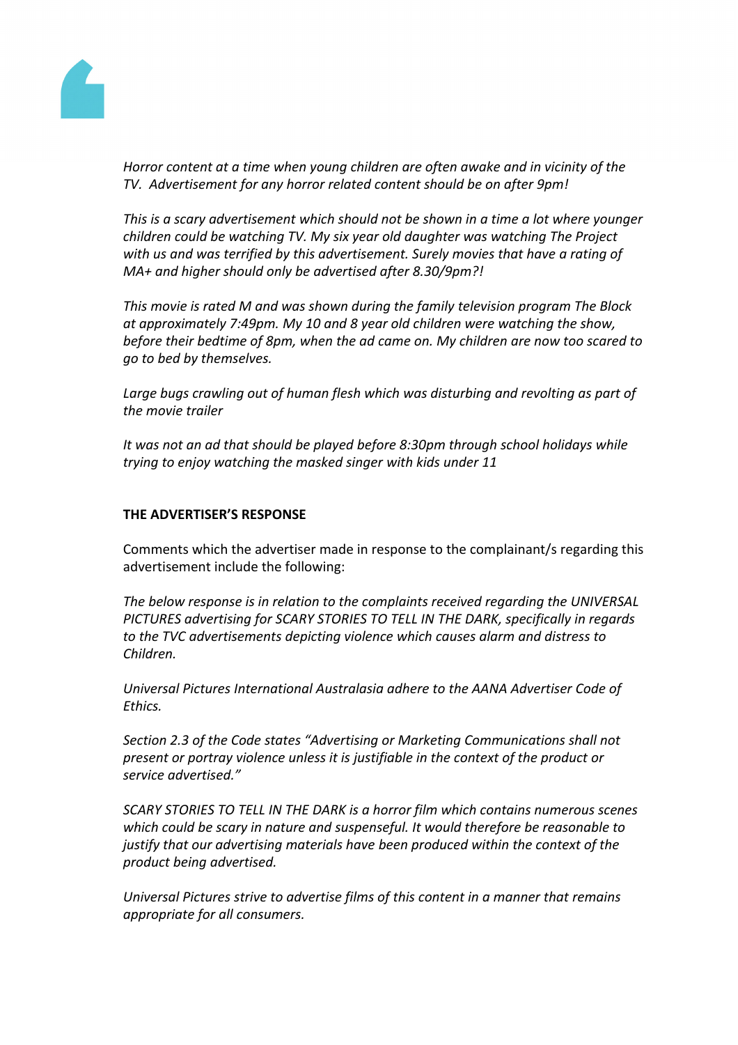*Horror content at a time when young children are often awake and in vicinity of the TV. Advertisement for any horror related content should be on after 9pm!*

*This is a scary advertisement which should not be shown in a time a lot where younger children could be watching TV. My six year old daughter was watching The Project with us and was terrified by this advertisement. Surely movies that have a rating of MA+ and higher should only be advertised after 8.30/9pm?!*

*This movie is rated M and was shown during the family television program The Block at approximately 7:49pm. My 10 and 8 year old children were watching the show, before their bedtime of 8pm, when the ad came on. My children are now too scared to go to bed by themselves.*

*Large bugs crawling out of human flesh which was disturbing and revolting as part of the movie trailer*

*It was not an ad that should be played before 8:30pm through school holidays while trying to enjoy watching the masked singer with kids under 11*

**THE ADVERTISER'S RESPONSE**

Comments which the advertiser made in response to the complainant/s regarding this advertisement include the following:

*The below response is in relation to the complaints received regarding the UNIVERSAL PICTURES advertising for SCARY STORIES TO TELL IN THE DARK, specifically in regards to the TVC advertisements depicting violence which causes alarm and distress to Children.*

*Universal Pictures International Australasia adhere to the AANA Advertiser Code of Ethics.*

*Section 2.3 of the Code states "Advertising or Marketing Communications shall not present or portray violence unless it is justifiable in the context of the product or service advertised."*

*SCARY STORIES TO TELL IN THE DARK is a horror film which contains numerous scenes which could be scary in nature and suspenseful. It would therefore be reasonable to justify that our advertising materials have been produced within the context of the product being advertised.*

*Universal Pictures strive to advertise films of this content in a manner that remains appropriate for all consumers.*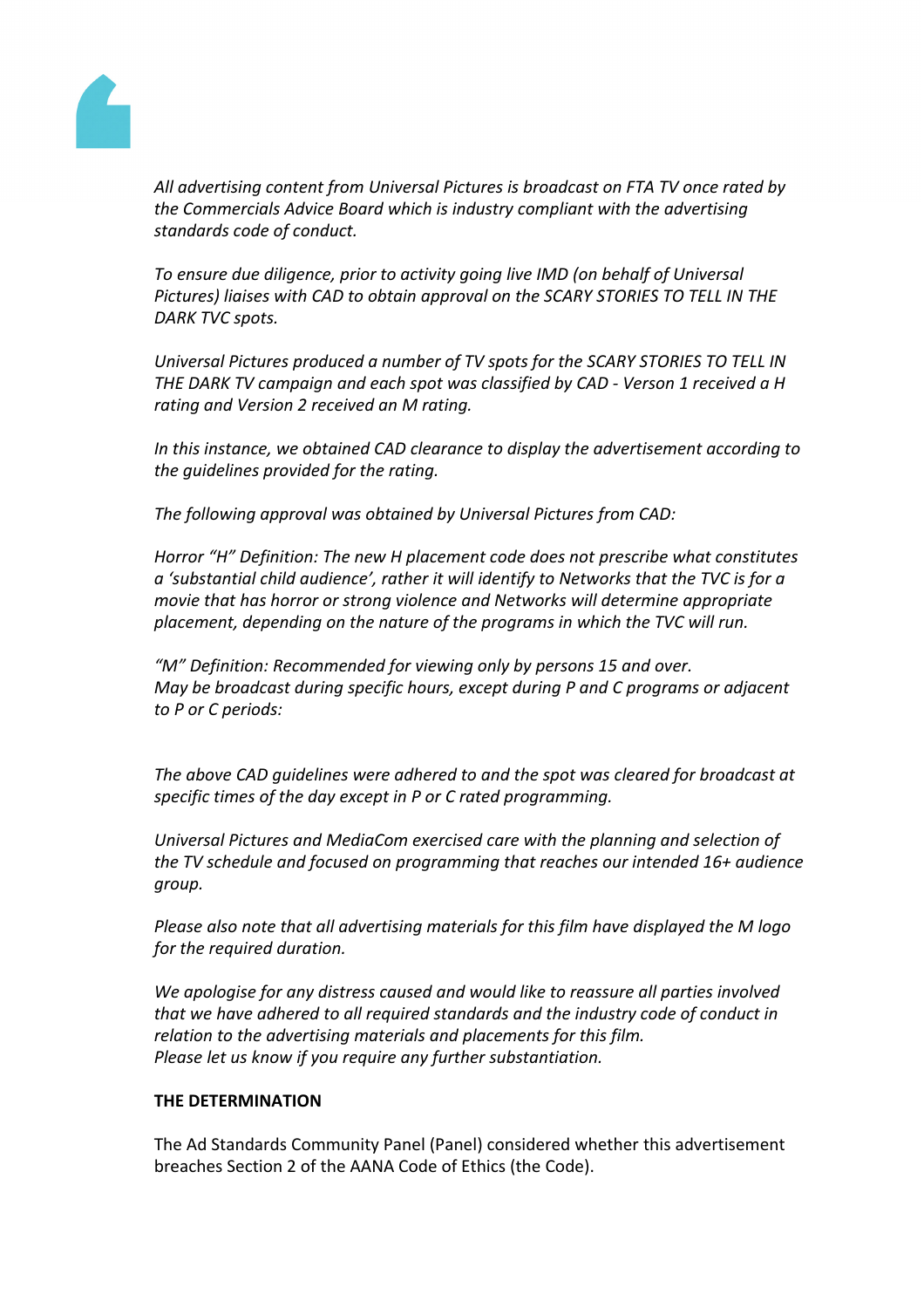*All advertising content from Universal Pictures is broadcast on FTA TV once rated by the Commercials Advice Board which is industry compliant with the advertising standards code of conduct.*

*To ensure due diligence, prior to activity going live IMD (on behalf of Universal Pictures) liaises with CAD to obtain approval on the SCARY STORIES TO TELL IN THE DARK TVC spots.*

*Universal Pictures produced a number of TV spots for the SCARY STORIES TO TELL IN THE DARK TV campaign and each spot was classified by CAD - Verson 1 received a H rating and Version 2 received an M rating.*

*In this instance, we obtained CAD clearance to display the advertisement according to the guidelines provided for the rating.*

*The following approval was obtained by Universal Pictures from CAD:*

*Horror "H" Definition: The new H placement code does not prescribe what constitutes a 'substantial child audience', rather it will identify to Networks that the TVC is for a movie that has horror or strong violence and Networks will determine appropriate placement, depending on the nature of the programs in which the TVC will run.*

*"M" Definition: Recommended for viewing only by persons 15 and over.*
*May be broadcast during specific hours, except during P and C programs or adjacent to P or C periods:*

*The above CAD guidelines were adhered to and the spot was cleared for broadcast at specific times of the day except in P or C rated programming.*

*Universal Pictures and MediaCom exercised care with the planning and selection of the TV schedule and focused on programming that reaches our intended 16+ audience group.*

*Please also note that all advertising materials for this film have displayed the M logo for the required duration.*

*We apologise for any distress caused and would like to reassure all parties involved that we have adhered to all required standards and the industry code of conduct in relation to the advertising materials and placements for this film.*
*Please let us know if you require any further substantiation.*

**THE DETERMINATION**

The Ad Standards Community Panel (Panel) considered whether this advertisement breaches Section 2 of the AANA Code of Ethics (the Code).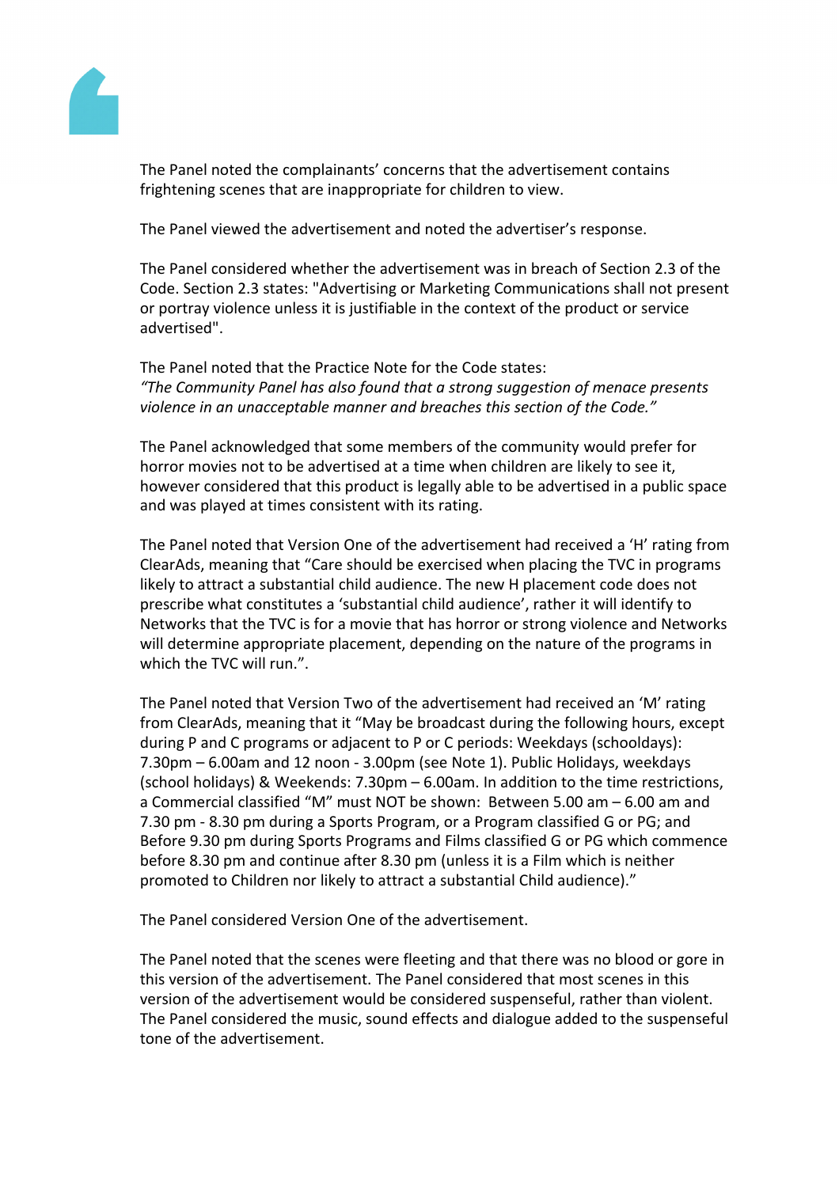The Panel noted the complainants' concerns that the advertisement contains frightening scenes that are inappropriate for children to view.

The Panel viewed the advertisement and noted the advertiser's response.

The Panel considered whether the advertisement was in breach of Section 2.3 of the Code. Section 2.3 states: "Advertising or Marketing Communications shall not present or portray violence unless it is justifiable in the context of the product or service advertised".

The Panel noted that the Practice Note for the Code states:
*"The Community Panel has also found that a strong suggestion of menace presents violence in an unacceptable manner and breaches this section of the Code."*

The Panel acknowledged that some members of the community would prefer for horror movies not to be advertised at a time when children are likely to see it, however considered that this product is legally able to be advertised in a public space and was played at times consistent with its rating.

The Panel noted that Version One of the advertisement had received a 'H' rating from ClearAds, meaning that "Care should be exercised when placing the TVC in programs likely to attract a substantial child audience. The new H placement code does not prescribe what constitutes a 'substantial child audience', rather it will identify to Networks that the TVC is for a movie that has horror or strong violence and Networks will determine appropriate placement, depending on the nature of the programs in which the TVC will run.".

The Panel noted that Version Two of the advertisement had received an 'M' rating from ClearAds, meaning that it "May be broadcast during the following hours, except during P and C programs or adjacent to P or C periods: Weekdays (schooldays): 7.30pm – 6.00am and 12 noon - 3.00pm (see Note 1). Public Holidays, weekdays (school holidays) & Weekends: 7.30pm – 6.00am. In addition to the time restrictions, a Commercial classified "M" must NOT be shown: Between 5.00 am – 6.00 am and 7.30 pm - 8.30 pm during a Sports Program, or a Program classified G or PG; and Before 9.30 pm during Sports Programs and Films classified G or PG which commence before 8.30 pm and continue after 8.30 pm (unless it is a Film which is neither promoted to Children nor likely to attract a substantial Child audience)."

The Panel considered Version One of the advertisement.

The Panel noted that the scenes were fleeting and that there was no blood or gore in this version of the advertisement. The Panel considered that most scenes in this version of the advertisement would be considered suspenseful, rather than violent. The Panel considered the music, sound effects and dialogue added to the suspenseful tone of the advertisement.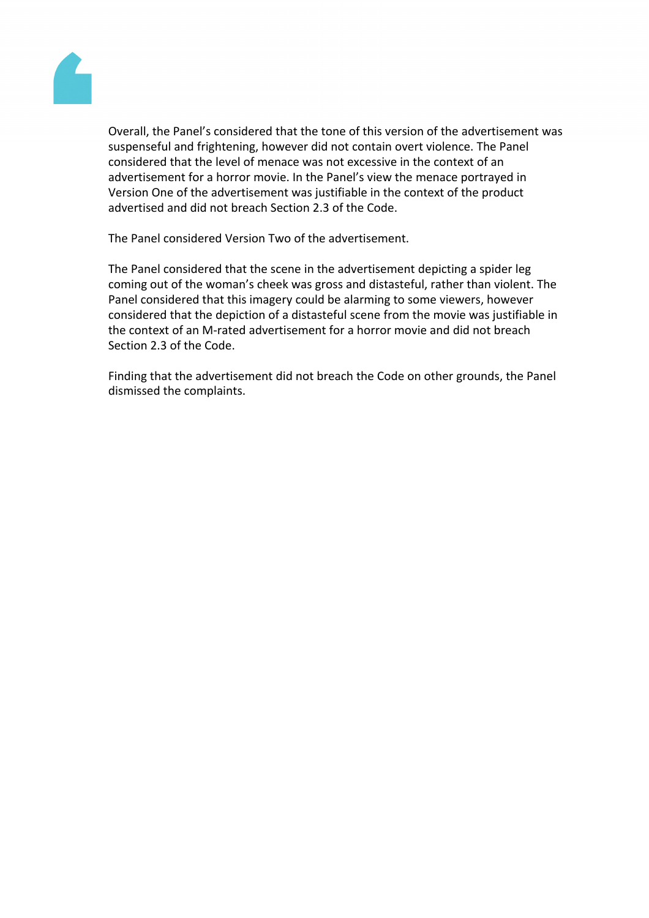Overall, the Panel's considered that the tone of this version of the advertisement was suspenseful and frightening, however did not contain overt violence. The Panel considered that the level of menace was not excessive in the context of an advertisement for a horror movie. In the Panel's view the menace portrayed in Version One of the advertisement was justifiable in the context of the product advertised and did not breach Section 2.3 of the Code.

The Panel considered Version Two of the advertisement.

The Panel considered that the scene in the advertisement depicting a spider leg coming out of the woman's cheek was gross and distasteful, rather than violent. The Panel considered that this imagery could be alarming to some viewers, however considered that the depiction of a distasteful scene from the movie was justifiable in the context of an M-rated advertisement for a horror movie and did not breach Section 2.3 of the Code.

Finding that the advertisement did not breach the Code on other grounds, the Panel dismissed the complaints.